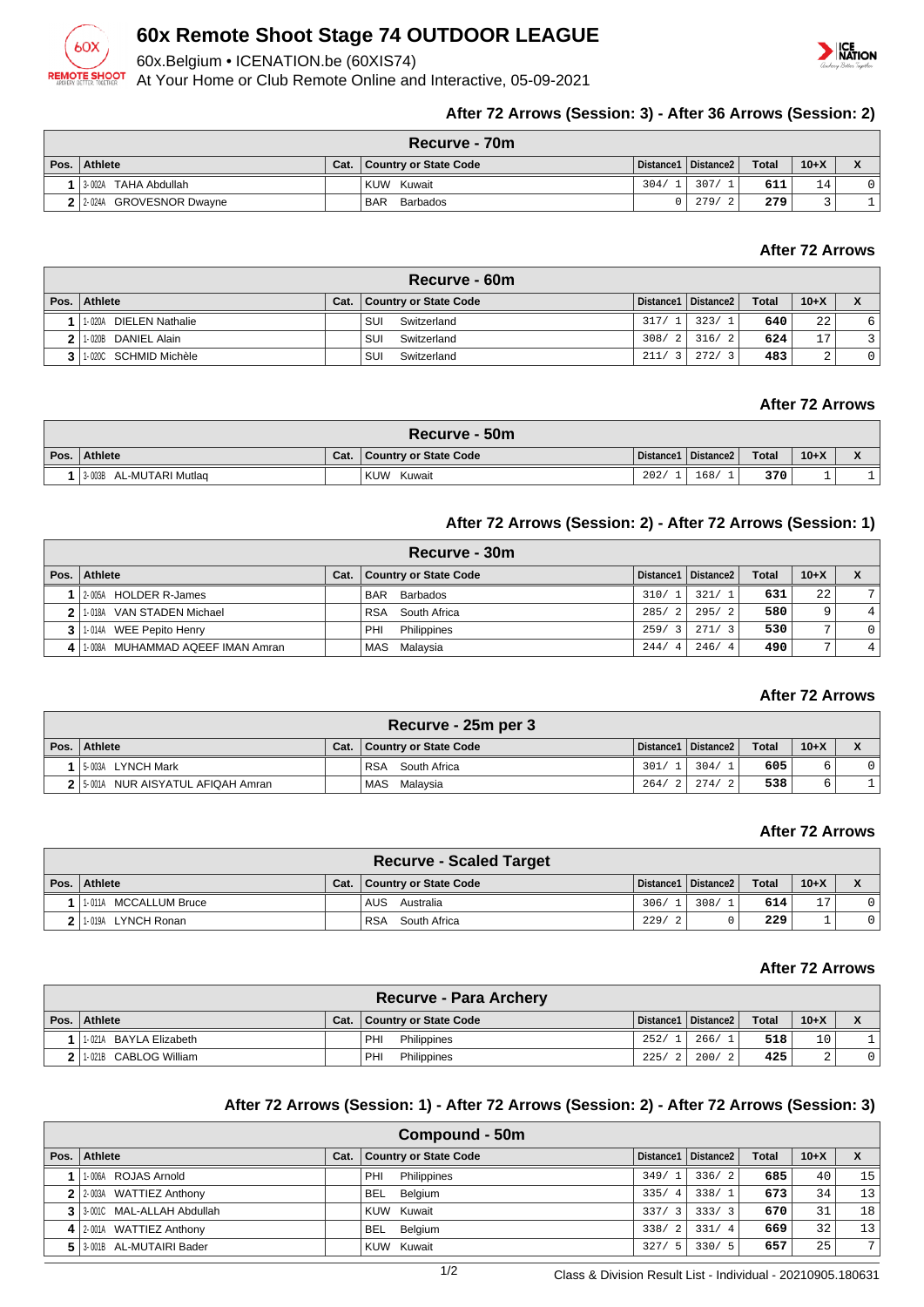# 60x Remote Shoot Stage 74 OUTDOOR LEAGUE

60x.Belgium • ICENATION.be (60XIS74)

At Your Home or Club Remote Online and Interactive, 05-09-2021

### After 72 Arrows (Session: 3) - After 36 Arrows (Session: 2)

**Recurve - 70m**

| Pos. | Athlete | Cat. | Country or State Code | Distance1 | Distance2 | Total | 10+X | X |
|---|---|---|---|---|---|---|---|---|
| 1 | 3-002A TAHA Abdullah | | KUW Kuwait | 304/ 1 | 307/ 1 | 611 | 14 | 0 |
| 2 | 2-024A GROVESNOR Dwayne | | BAR Barbados | 0 | 279/ 2 | 279 | 3 | 1 |

### After 72 Arrows

**Recurve - 60m**

| Pos. | Athlete | Cat. | Country or State Code | Distance1 | Distance2 | Total | 10+X | X |
|---|---|---|---|---|---|---|---|---|
| 1 | 1-020A DIELEN Nathalie | | SUI Switzerland | 317/ 1 | 323/ 1 | 640 | 22 | 6 |
| 2 | 1-020B DANIEL Alain | | SUI Switzerland | 308/ 2 | 316/ 2 | 624 | 17 | 3 |
| 3 | 1-020C SCHMID Michèle | | SUI Switzerland | 211/ 3 | 272/ 3 | 483 | 2 | 0 |

### After 72 Arrows

**Recurve - 50m**

| Pos. | Athlete | Cat. | Country or State Code | Distance1 | Distance2 | Total | 10+X | X |
|---|---|---|---|---|---|---|---|---|
| 1 | 3-003B AL-MUTARI Mutlaq | | KUW Kuwait | 202/ 1 | 168/ 1 | 370 | 1 | 1 |

### After 72 Arrows (Session: 2) - After 72 Arrows (Session: 1)

**Recurve - 30m**

| Pos. | Athlete | Cat. | Country or State Code | Distance1 | Distance2 | Total | 10+X | X |
|---|---|---|---|---|---|---|---|---|
| 1 | 2-005A HOLDER R-James | | BAR Barbados | 310/ 1 | 321/ 1 | 631 | 22 | 7 |
| 2 | 1-018A VAN STADEN Michael | | RSA South Africa | 285/ 2 | 295/ 2 | 580 | 9 | 4 |
| 3 | 1-014A WEE Pepito Henry | | PHI Philippines | 259/ 3 | 271/ 3 | 530 | 7 | 0 |
| 4 | 1-008A MUHAMMAD AQEEF IMAN Amran | | MAS Malaysia | 244/ 4 | 246/ 4 | 490 | 7 | 4 |

### After 72 Arrows

**Recurve - 25m per 3**

| Pos. | Athlete | Cat. | Country or State Code | Distance1 | Distance2 | Total | 10+X | X |
|---|---|---|---|---|---|---|---|---|
| 1 | 5-003A LYNCH Mark | | RSA South Africa | 301/ 1 | 304/ 1 | 605 | 6 | 0 |
| 2 | 5-001A NUR AISYATUL AFIQAH Amran | | MAS Malaysia | 264/ 2 | 274/ 2 | 538 | 6 | 1 |

### After 72 Arrows

**Recurve - Scaled Target**

| Pos. | Athlete | Cat. | Country or State Code | Distance1 | Distance2 | Total | 10+X | X |
|---|---|---|---|---|---|---|---|---|
| 1 | 1-011A MCCALLUM Bruce | | AUS Australia | 306/ 1 | 308/ 1 | 614 | 17 | 0 |
| 2 | 1-019A LYNCH Ronan | | RSA South Africa | 229/ 2 | 0 | 229 | 1 | 0 |

### After 72 Arrows

**Recurve - Para Archery**

| Pos. | Athlete | Cat. | Country or State Code | Distance1 | Distance2 | Total | 10+X | X |
|---|---|---|---|---|---|---|---|---|
| 1 | 1-021A BAYLA Elizabeth | | PHI Philippines | 252/ 1 | 266/ 1 | 518 | 10 | 1 |
| 2 | 1-021B CABLOG William | | PHI Philippines | 225/ 2 | 200/ 2 | 425 | 2 | 0 |

### After 72 Arrows (Session: 1) - After 72 Arrows (Session: 2) - After 72 Arrows (Session: 3)

**Compound - 50m**

| Pos. | Athlete | Cat. | Country or State Code | Distance1 | Distance2 | Total | 10+X | X |
|---|---|---|---|---|---|---|---|---|
| 1 | 1-006A ROJAS Arnold | | PHI Philippines | 349/ 1 | 336/ 2 | 685 | 40 | 15 |
| 2 | 2-003A WATTIEZ Anthony | | BEL Belgium | 335/ 4 | 338/ 1 | 673 | 34 | 13 |
| 3 | 3-001C MAL-ALLAH Abdullah | | KUW Kuwait | 337/ 3 | 333/ 3 | 670 | 31 | 18 |
| 4 | 2-001A WATTIEZ Anthony | | BEL Belgium | 338/ 2 | 331/ 4 | 669 | 32 | 13 |
| 5 | 3-001B AL-MUTAIRI Bader | | KUW Kuwait | 327/ 5 | 330/ 5 | 657 | 25 | 7 |

Class & Division Result List - Individual - 20210905.180631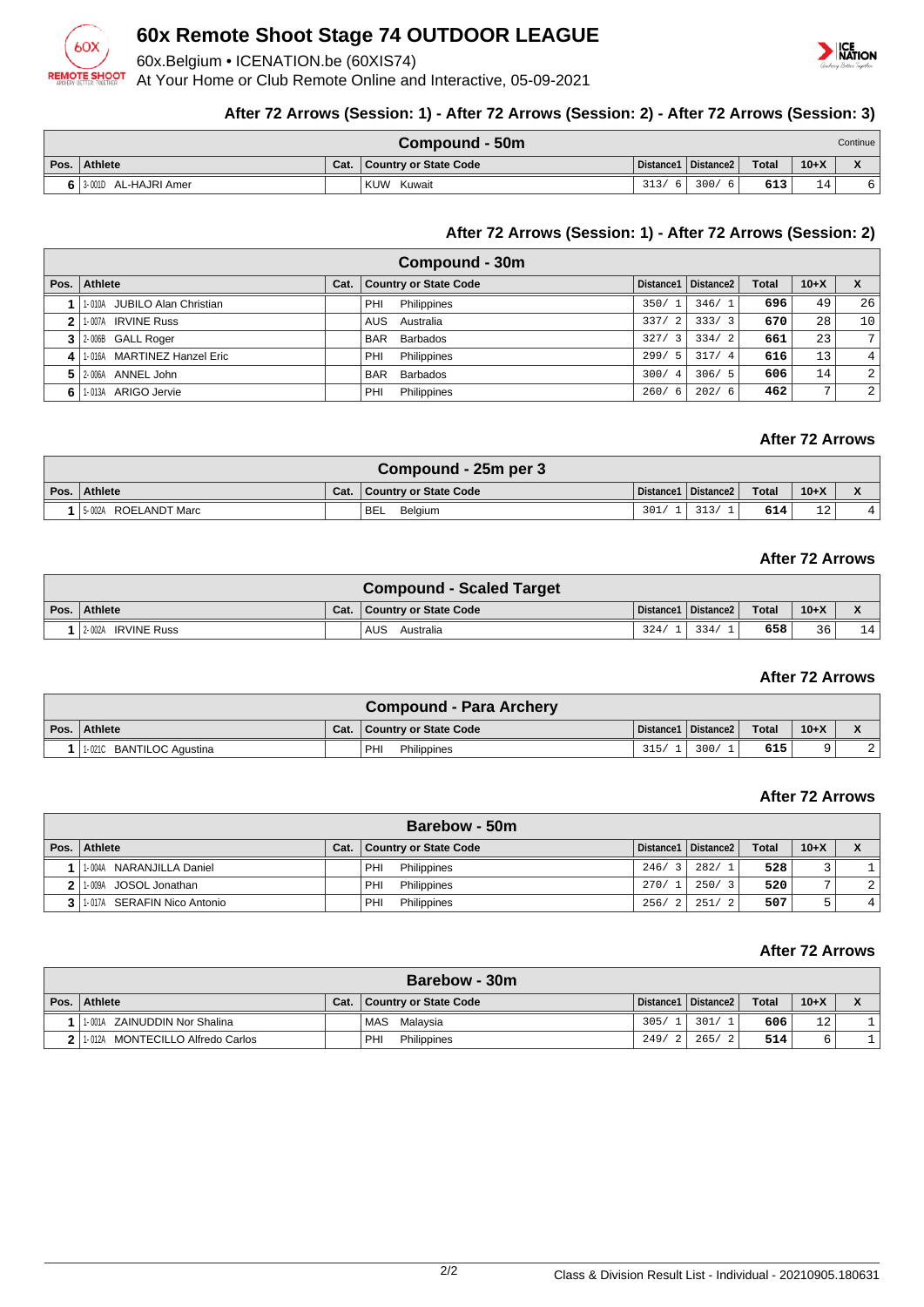# 60x Remote Shoot Stage 74 OUTDOOR LEAGUE

60x.Belgium • ICENATION.be (60XIS74)

At Your Home or Club Remote Online and Interactive, 05-09-2021

### After 72 Arrows (Session: 1) - After 72 Arrows (Session: 2) - After 72 Arrows (Session: 3)

**Compound - 50m** (Continue)

| Pos. | Athlete | Cat. | Country or State Code | Distance1 | Distance2 | Total | 10+X | X |
|---|---|---|---|---|---|---|---|---|
| 6 | 3-001D AL-HAJRI Amer | | KUW Kuwait | 313/ 6 | 300/ 6 | 613 | 14 | 6 |

### After 72 Arrows (Session: 1) - After 72 Arrows (Session: 2)

**Compound - 30m**

| Pos. | Athlete | Cat. | Country or State Code | Distance1 | Distance2 | Total | 10+X | X |
|---|---|---|---|---|---|---|---|---|
| 1 | 1-010A JUBILO Alan Christian | | PHI Philippines | 350/ 1 | 346/ 1 | 696 | 49 | 26 |
| 2 | 1-007A IRVINE Russ | | AUS Australia | 337/ 2 | 333/ 3 | 670 | 28 | 10 |
| 3 | 2-006B GALL Roger | | BAR Barbados | 327/ 3 | 334/ 2 | 661 | 23 | 7 |
| 4 | 1-016A MARTINEZ Hanzel Eric | | PHI Philippines | 299/ 5 | 317/ 4 | 616 | 13 | 4 |
| 5 | 2-006A ANNEL John | | BAR Barbados | 300/ 4 | 306/ 5 | 606 | 14 | 2 |
| 6 | 1-013A ARIGO Jervie | | PHI Philippines | 260/ 6 | 202/ 6 | 462 | 7 | 2 |

### After 72 Arrows

**Compound - 25m per 3**

| Pos. | Athlete | Cat. | Country or State Code | Distance1 | Distance2 | Total | 10+X | X |
|---|---|---|---|---|---|---|---|---|
| 1 | 5-002A ROELANDT Marc | | BEL Belgium | 301/ 1 | 313/ 1 | 614 | 12 | 4 |

### After 72 Arrows

**Compound - Scaled Target**

| Pos. | Athlete | Cat. | Country or State Code | Distance1 | Distance2 | Total | 10+X | X |
|---|---|---|---|---|---|---|---|---|
| 1 | 2-002A IRVINE Russ | | AUS Australia | 324/ 1 | 334/ 1 | 658 | 36 | 14 |

### After 72 Arrows

**Compound - Para Archery**

| Pos. | Athlete | Cat. | Country or State Code | Distance1 | Distance2 | Total | 10+X | X |
|---|---|---|---|---|---|---|---|---|
| 1 | 1-021C BANTILOC Agustina | | PHI Philippines | 315/ 1 | 300/ 1 | 615 | 9 | 2 |

### After 72 Arrows

**Barebow - 50m**

| Pos. | Athlete | Cat. | Country or State Code | Distance1 | Distance2 | Total | 10+X | X |
|---|---|---|---|---|---|---|---|---|
| 1 | 1-004A NARANJILLA Daniel | | PHI Philippines | 246/ 3 | 282/ 1 | 528 | 3 | 1 |
| 2 | 1-009A JOSOL Jonathan | | PHI Philippines | 270/ 1 | 250/ 3 | 520 | 7 | 2 |
| 3 | 1-017A SERAFIN Nico Antonio | | PHI Philippines | 256/ 2 | 251/ 2 | 507 | 5 | 4 |

### After 72 Arrows

**Barebow - 30m**

| Pos. | Athlete | Cat. | Country or State Code | Distance1 | Distance2 | Total | 10+X | X |
|---|---|---|---|---|---|---|---|---|
| 1 | 1-001A ZAINUDDIN Nor Shalina | | MAS Malaysia | 305/ 1 | 301/ 1 | 606 | 12 | 1 |
| 2 | 1-012A MONTECILLO Alfredo Carlos | | PHI Philippines | 249/ 2 | 265/ 2 | 514 | 6 | 1 |

Class & Division Result List - Individual - 20210905.180631